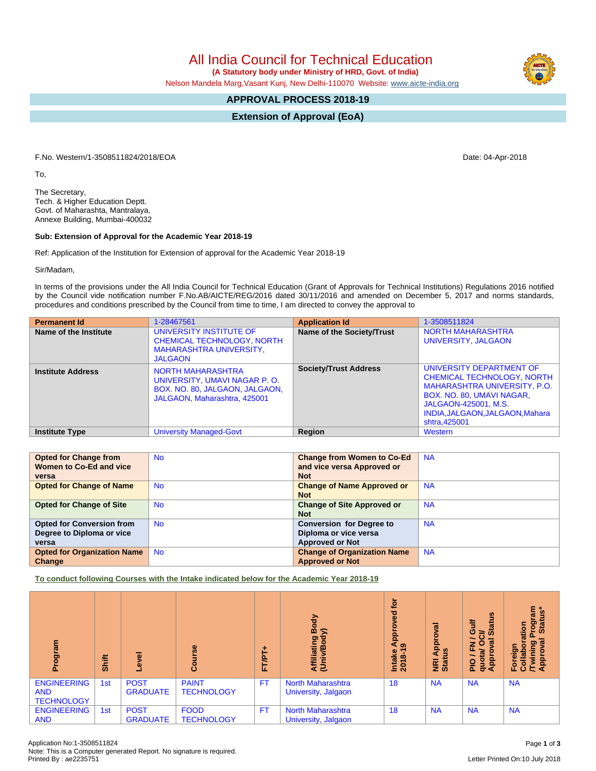# All India Council for Technical Education

**(A Statutory body under Ministry of HRD, Govt. of India)**

Nelson Mandela Marg,Vasant Kunj, New Delhi-110070 Website: www.aicte-india.org

## APPROVAL PROCESS 2018-19

## Extension of Approval (EoA)

F.No. Western/1-3508511824/2018/EOA

Date: 04-Apr-2018

To,

The Secretary,
Tech. & Higher Education Deptt.
Govt. of Maharashtra, Mantralaya,
Annexe Building, Mumbai-400032

**Sub: Extension of Approval for the Academic Year 2018-19**

Ref: Application of the Institution for Extension of approval for the Academic Year 2018-19

Sir/Madam,

In terms of the provisions under the All India Council for Technical Education (Grant of Approvals for Technical Institutions) Regulations 2016 notified by the Council vide notification number F.No.AB/AICTE/REG/2016 dated 30/11/2016 and amended on December 5, 2017 and norms standards, procedures and conditions prescribed by the Council from time to time, I am directed to convey the approval to

| **Permanent Id** | 1-28467561 | **Application Id** | 1-3508511824 |
|---|---|---|---|
| **Name of the Institute** | UNIVERSITY INSTITUTE OF CHEMICAL TECHNOLOGY, NORTH MAHARASHTRA UNIVERSITY, JALGAON | **Name of the Society/Trust** | NORTH MAHARASHTRA UNIVERSITY, JALGAON |
| **Institute Address** | NORTH MAHARASHTRA UNIVERSITY, UMAVI NAGAR P. O. BOX. NO. 80, JALGAON, JALGAON, JALGAON, Maharashtra, 425001 | **Society/Trust Address** | UNIVERSITY DEPARTMENT OF CHEMICAL TECHNOLOGY, NORTH MAHARASHTRA UNIVERSITY, P.O. BOX. NO. 80, UMAVI NAGAR, JALGAON-425001, M.S. INDIA,JALGAON,JALGAON,Maharashtra,425001 |
| **Institute Type** | University Managed-Govt | **Region** | Western |

| **Opted for Change from Women to Co-Ed and vice versa** | No | **Change from Women to Co-Ed and vice versa Approved or Not** | NA |
|---|---|---|---|
| **Opted for Change of Name** | No | **Change of Name Approved or Not** | NA |
| **Opted for Change of Site** | No | **Change of Site Approved or Not** | NA |
| **Opted for Conversion from Degree to Diploma or vice versa** | No | **Conversion for Degree to Diploma or vice versa Approved or Not** | NA |
| **Opted for Organization Name Change** | No | **Change of Organization Name Approved or Not** | NA |

**To conduct following Courses with the Intake indicated below for the Academic Year 2018-19**

| Program | Shift | Level | Course | FT/PT+ | Affiliating Body (Univ/Body) | Intake Approved for 2018-19 | NRI Approval Status | PIO / FN / Gulf quota/ OCI/ Approval Status | Foreign Collaboration /Twining Program Approval Status* |
|---|---|---|---|---|---|---|---|---|---|
| ENGINEERING AND TECHNOLOGY | 1st | POST GRADUATE | PAINT TECHNOLOGY | FT | North Maharashtra University, Jalgaon | 18 | NA | NA | NA |
| ENGINEERING AND | 1st | POST GRADUATE | FOOD TECHNOLOGY | FT | North Maharashtra University, Jalgaon | 18 | NA | NA | NA |

Application No:1-3508511824
Note: This is a Computer generated Report. No signature is required.
Printed By : ae2235751

Letter Printed On:10 July 2018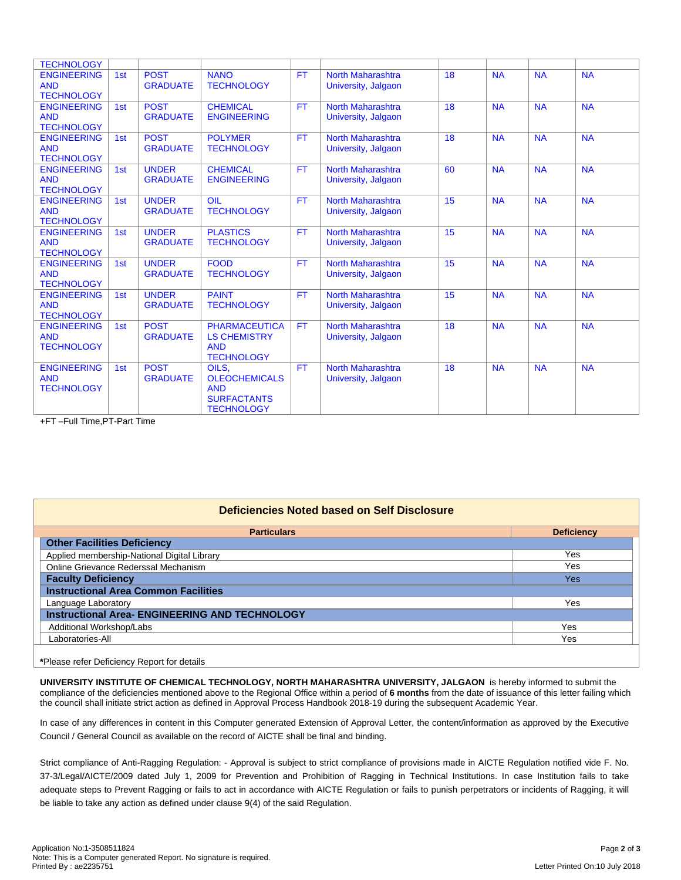| | | | | | | | | | |
|---|---|---|---|---|---|---|---|---|---|
| TECHNOLOGY | | | | | | | | | |
| ENGINEERING AND TECHNOLOGY | 1st | POST GRADUATE | NANO TECHNOLOGY | FT | North Maharashtra University, Jalgaon | 18 | NA | NA | NA |
| ENGINEERING AND TECHNOLOGY | 1st | POST GRADUATE | CHEMICAL ENGINEERING | FT | North Maharashtra University, Jalgaon | 18 | NA | NA | NA |
| ENGINEERING AND TECHNOLOGY | 1st | POST GRADUATE | POLYMER TECHNOLOGY | FT | North Maharashtra University, Jalgaon | 18 | NA | NA | NA |
| ENGINEERING AND TECHNOLOGY | 1st | UNDER GRADUATE | CHEMICAL ENGINEERING | FT | North Maharashtra University, Jalgaon | 60 | NA | NA | NA |
| ENGINEERING AND TECHNOLOGY | 1st | UNDER GRADUATE | OIL TECHNOLOGY | FT | North Maharashtra University, Jalgaon | 15 | NA | NA | NA |
| ENGINEERING AND TECHNOLOGY | 1st | UNDER GRADUATE | PLASTICS TECHNOLOGY | FT | North Maharashtra University, Jalgaon | 15 | NA | NA | NA |
| ENGINEERING AND TECHNOLOGY | 1st | UNDER GRADUATE | FOOD TECHNOLOGY | FT | North Maharashtra University, Jalgaon | 15 | NA | NA | NA |
| ENGINEERING AND TECHNOLOGY | 1st | UNDER GRADUATE | PAINT TECHNOLOGY | FT | North Maharashtra University, Jalgaon | 15 | NA | NA | NA |
| ENGINEERING AND TECHNOLOGY | 1st | POST GRADUATE | PHARMACEUTICALS CHEMISTRY AND TECHNOLOGY | FT | North Maharashtra University, Jalgaon | 18 | NA | NA | NA |
| ENGINEERING AND TECHNOLOGY | 1st | POST GRADUATE | OILS, OLEOCHEMICALS AND SURFACTANTS TECHNOLOGY | FT | North Maharashtra University, Jalgaon | 18 | NA | NA | NA |

+FT –Full Time,PT-Part Time

## Deficiencies Noted based on Self Disclosure

| Particulars | Deficiency |
|---|---|
| **Other Facilities Deficiency** | |
| Applied membership-National Digital Library | Yes |
| Online Grievance Rederssal Mechanism | Yes |
| **Faculty Deficiency** | Yes |
| **Instructional Area Common Facilities** | |
| Language Laboratory | Yes |
| **Instructional Area- ENGINEERING AND TECHNOLOGY** | |
| Additional Workshop/Labs | Yes |
| Laboratories-All | Yes |

***Please refer Deficiency Report for details**

**UNIVERSITY INSTITUTE OF CHEMICAL TECHNOLOGY, NORTH MAHARASHTRA UNIVERSITY, JALGAON** is hereby informed to submit the compliance of the deficiencies mentioned above to the Regional Office within a period of **6 months** from the date of issuance of this letter failing which the council shall initiate strict action as defined in Approval Process Handbook 2018-19 during the subsequent Academic Year.

In case of any differences in content in this Computer generated Extension of Approval Letter, the content/information as approved by the Executive Council / General Council as available on the record of AICTE shall be final and binding.

Strict compliance of Anti-Ragging Regulation: - Approval is subject to strict compliance of provisions made in AICTE Regulation notified vide F. No. 37-3/Legal/AICTE/2009 dated July 1, 2009 for Prevention and Prohibition of Ragging in Technical Institutions. In case Institution fails to take adequate steps to Prevent Ragging or fails to act in accordance with AICTE Regulation or fails to punish perpetrators or incidents of Ragging, it will be liable to take any action as defined under clause 9(4) of the said Regulation.

Application No:1-3508511824
Note: This is a Computer generated Report. No signature is required.
Printed By : ae2235751

Letter Printed On:10 July 2018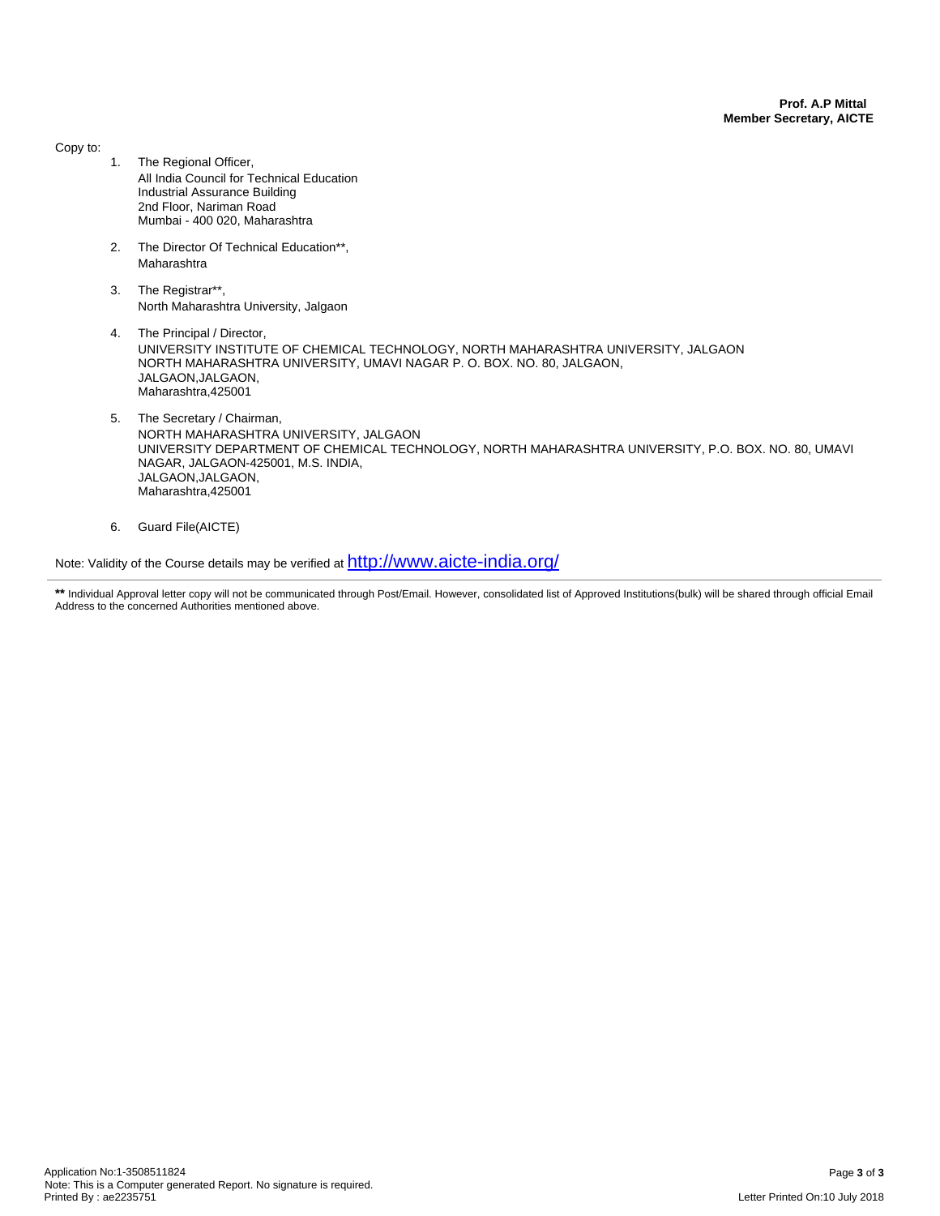**Prof. A.P Mittal**
**Member Secretary, AICTE**

Copy to:

1. The Regional Officer,
   All India Council for Technical Education
   Industrial Assurance Building
   2nd Floor, Nariman Road
   Mumbai - 400 020, Maharashtra

2. The Director Of Technical Education**,
   Maharashtra

3. The Registrar**,
   North Maharashtra University, Jalgaon

4. The Principal / Director,
   UNIVERSITY INSTITUTE OF CHEMICAL TECHNOLOGY, NORTH MAHARASHTRA UNIVERSITY, JALGAON
   NORTH MAHARASHTRA UNIVERSITY, UMAVI NAGAR P. O. BOX. NO. 80, JALGAON,
   JALGAON,JALGAON,
   Maharashtra,425001

5. The Secretary / Chairman,
   NORTH MAHARASHTRA UNIVERSITY, JALGAON
   UNIVERSITY DEPARTMENT OF CHEMICAL TECHNOLOGY, NORTH MAHARASHTRA UNIVERSITY, P.O. BOX. NO. 80, UMAVI NAGAR, JALGAON-425001, M.S. INDIA,
   JALGAON,JALGAON,
   Maharashtra,425001

6. Guard File(AICTE)

Note: Validity of the Course details may be verified at http://www.aicte-india.org/

---

** Individual Approval letter copy will not be communicated through Post/Email. However, consolidated list of Approved Institutions(bulk) will be shared through official Email Address to the concerned Authorities mentioned above.

Application No:1-3508511824
Note: This is a Computer generated Report. No signature is required.
Printed By : ae2235751

Letter Printed On:10 July 2018